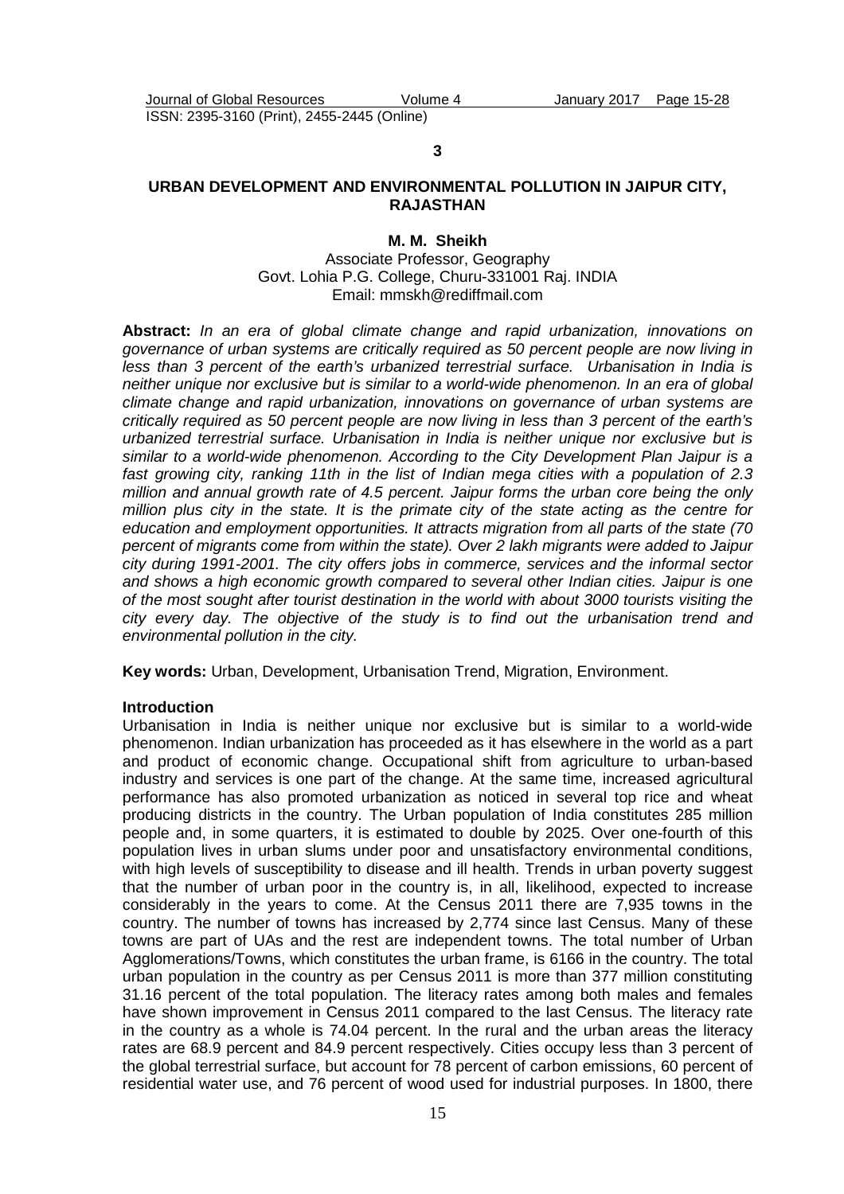3

# URBAN DEVELOPMENT AND ENVIRONMENTAL POLLUTION IN JAIPUR CITY, RAJASTHAN

**M. M. Sheikh**

Associate Professor, Geography
Govt. Lohia P.G. College, Churu-331001 Raj. INDIA
Email: mmskh@rediffmail.com

**Abstract:** *In an era of global climate change and rapid urbanization, innovations on governance of urban systems are critically required as 50 percent people are now living in less than 3 percent of the earth's urbanized terrestrial surface. Urbanisation in India is neither unique nor exclusive but is similar to a world-wide phenomenon. In an era of global climate change and rapid urbanization, innovations on governance of urban systems are critically required as 50 percent people are now living in less than 3 percent of the earth's urbanized terrestrial surface. Urbanisation in India is neither unique nor exclusive but is similar to a world-wide phenomenon. According to the City Development Plan Jaipur is a fast growing city, ranking 11th in the list of Indian mega cities with a population of 2.3 million and annual growth rate of 4.5 percent. Jaipur forms the urban core being the only million plus city in the state. It is the primate city of the state acting as the centre for education and employment opportunities. It attracts migration from all parts of the state (70 percent of migrants come from within the state). Over 2 lakh migrants were added to Jaipur city during 1991-2001. The city offers jobs in commerce, services and the informal sector and shows a high economic growth compared to several other Indian cities. Jaipur is one of the most sought after tourist destination in the world with about 3000 tourists visiting the city every day. The objective of the study is to find out the urbanisation trend and environmental pollution in the city.*

**Key words:** Urban, Development, Urbanisation Trend, Migration, Environment.

## Introduction

Urbanisation in India is neither unique nor exclusive but is similar to a world-wide phenomenon. Indian urbanization has proceeded as it has elsewhere in the world as a part and product of economic change. Occupational shift from agriculture to urban-based industry and services is one part of the change. At the same time, increased agricultural performance has also promoted urbanization as noticed in several top rice and wheat producing districts in the country. The Urban population of India constitutes 285 million people and, in some quarters, it is estimated to double by 2025. Over one-fourth of this population lives in urban slums under poor and unsatisfactory environmental conditions, with high levels of susceptibility to disease and ill health. Trends in urban poverty suggest that the number of urban poor in the country is, in all, likelihood, expected to increase considerably in the years to come. At the Census 2011 there are 7,935 towns in the country. The number of towns has increased by 2,774 since last Census. Many of these towns are part of UAs and the rest are independent towns. The total number of Urban Agglomerations/Towns, which constitutes the urban frame, is 6166 in the country. The total urban population in the country as per Census 2011 is more than 377 million constituting 31.16 percent of the total population. The literacy rates among both males and females have shown improvement in Census 2011 compared to the last Census. The literacy rate in the country as a whole is 74.04 percent. In the rural and the urban areas the literacy rates are 68.9 percent and 84.9 percent respectively. Cities occupy less than 3 percent of the global terrestrial surface, but account for 78 percent of carbon emissions, 60 percent of residential water use, and 76 percent of wood used for industrial purposes. In 1800, there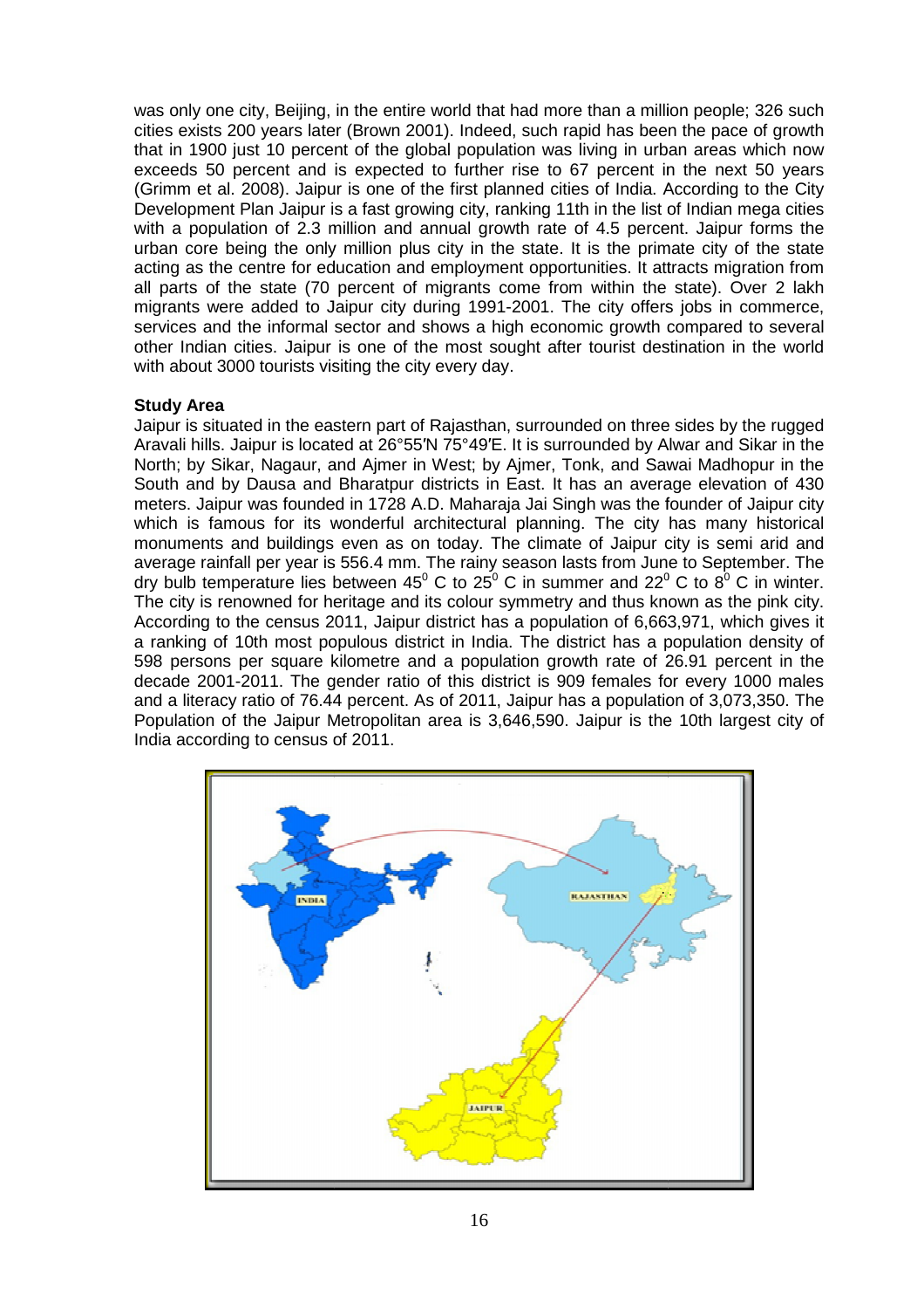was only one city, Beijing, in the entire world that had more than a million people; 326 such cities exists 200 years later (Brown 2001). Indeed, such rapid has been the pace of growth that in 1900 just 10 percent of the global population was living in urban areas which now exceeds 50 percent and is expected to further rise to 67 percent in the next 50 years (Grimm et al. 2008). Jaipur is one of the first planned cities of India. According to the City Development Plan Jaipur is a fast growing city, ranking 11th in the list of Indian mega cities with a population of 2.3 million and annual growth rate of 4.5 percent. Jaipur forms the urban core being the only million plus city in the state. It is the primate city of the state acting as the centre for education and employment opportunities. It attracts migration from all parts of the state (70 percent of migrants come from within the state). Over 2 lakh migrants were added to Jaipur city during 1991-2001. The city offers jobs in commerce, services and the informal sector and shows a high economic growth compared to several other Indian cities. Jaipur is one of the most sought after tourist destination in the world with about 3000 tourists visiting the city every day.

**Study Area**

Jaipur is situated in the eastern part of Rajasthan, surrounded on three sides by the rugged Aravali hills. Jaipur is located at 26°55′N 75°49′E. It is surrounded by Alwar and Sikar in the North; by Sikar, Nagaur, and Ajmer in West; by Ajmer, Tonk, and Sawai Madhopur in the South and by Dausa and Bharatpur districts in East. It has an average elevation of 430 meters. Jaipur was founded in 1728 A.D. Maharaja Jai Singh was the founder of Jaipur city which is famous for its wonderful architectural planning. The city has many historical monuments and buildings even as on today. The climate of Jaipur city is semi arid and average rainfall per year is 556.4 mm. The rainy season lasts from June to September. The dry bulb temperature lies between $45^0$ C to $25^0$ C in summer and $22^0$ C to $8^0$ C in winter. The city is renowned for heritage and its colour symmetry and thus known as the pink city. According to the census 2011, Jaipur district has a population of 6,663,971, which gives it a ranking of 10th most populous district in India. The district has a population density of 598 persons per square kilometre and a population growth rate of 26.91 percent in the decade 2001-2011. The gender ratio of this district is 909 females for every 1000 males and a literacy ratio of 76.44 percent. As of 2011, Jaipur has a population of 3,073,350. The Population of the Jaipur Metropolitan area is 3,646,590. Jaipur is the 10th largest city of India according to census of 2011.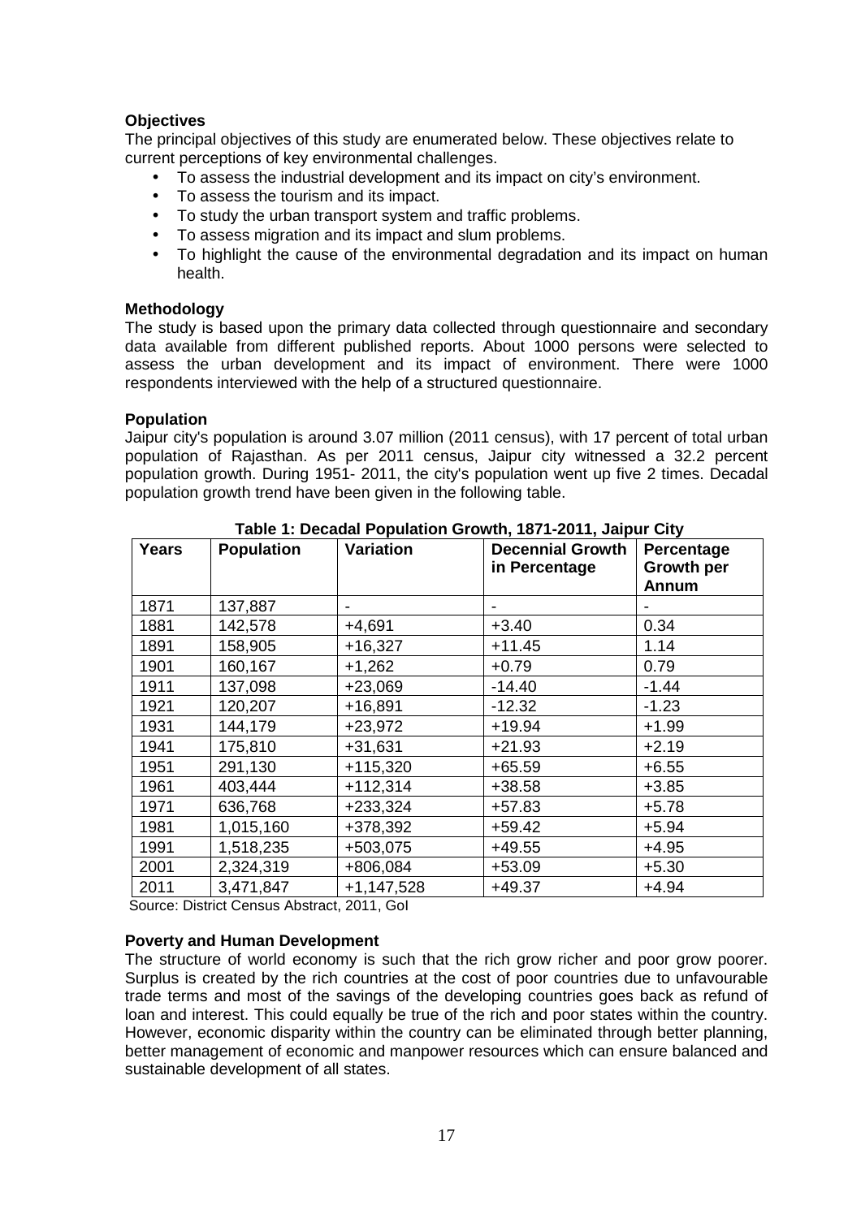**Objectives**

The principal objectives of this study are enumerated below. These objectives relate to current perceptions of key environmental challenges.

- To assess the industrial development and its impact on city's environment.
- To assess the tourism and its impact.
- To study the urban transport system and traffic problems.
- To assess migration and its impact and slum problems.
- To highlight the cause of the environmental degradation and its impact on human health.

**Methodology**

The study is based upon the primary data collected through questionnaire and secondary data available from different published reports. About 1000 persons were selected to assess the urban development and its impact of environment. There were 1000 respondents interviewed with the help of a structured questionnaire.

**Population**

Jaipur city's population is around 3.07 million (2011 census), with 17 percent of total urban population of Rajasthan. As per 2011 census, Jaipur city witnessed a 32.2 percent population growth. During 1951- 2011, the city's population went up five 2 times. Decadal population growth trend have been given in the following table.

**Table 1: Decadal Population Growth, 1871-2011, Jaipur City**

| Years | Population | Variation | Decennial Growth in Percentage | Percentage Growth per Annum |
|---|---|---|---|---|
| 1871 | 137,887 | - | - | - |
| 1881 | 142,578 | +4,691 | +3.40 | 0.34 |
| 1891 | 158,905 | +16,327 | +11.45 | 1.14 |
| 1901 | 160,167 | +1,262 | +0.79 | 0.79 |
| 1911 | 137,098 | +23,069 | -14.40 | -1.44 |
| 1921 | 120,207 | +16,891 | -12.32 | -1.23 |
| 1931 | 144,179 | +23,972 | +19.94 | +1.99 |
| 1941 | 175,810 | +31,631 | +21.93 | +2.19 |
| 1951 | 291,130 | +115,320 | +65.59 | +6.55 |
| 1961 | 403,444 | +112,314 | +38.58 | +3.85 |
| 1971 | 636,768 | +233,324 | +57.83 | +5.78 |
| 1981 | 1,015,160 | +378,392 | +59.42 | +5.94 |
| 1991 | 1,518,235 | +503,075 | +49.55 | +4.95 |
| 2001 | 2,324,319 | +806,084 | +53.09 | +5.30 |
| 2011 | 3,471,847 | +1,147,528 | +49.37 | +4.94 |

Source: District Census Abstract, 2011, GoI

**Poverty and Human Development**

The structure of world economy is such that the rich grow richer and poor grow poorer. Surplus is created by the rich countries at the cost of poor countries due to unfavourable trade terms and most of the savings of the developing countries goes back as refund of loan and interest. This could equally be true of the rich and poor states within the country. However, economic disparity within the country can be eliminated through better planning, better management of economic and manpower resources which can ensure balanced and sustainable development of all states.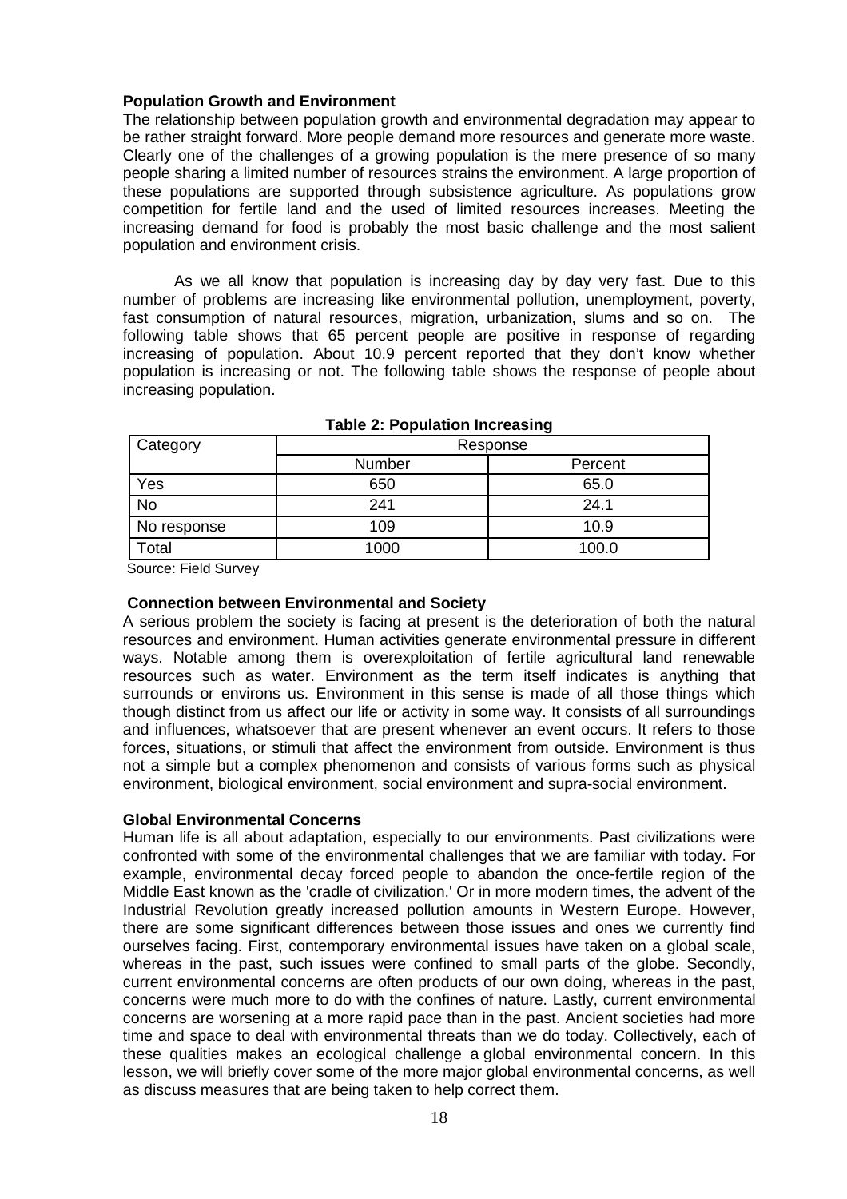**Population Growth and Environment**

The relationship between population growth and environmental degradation may appear to be rather straight forward. More people demand more resources and generate more waste. Clearly one of the challenges of a growing population is the mere presence of so many people sharing a limited number of resources strains the environment. A large proportion of these populations are supported through subsistence agriculture. As populations grow competition for fertile land and the used of limited resources increases. Meeting the increasing demand for food is probably the most basic challenge and the most salient population and environment crisis.

As we all know that population is increasing day by day very fast. Due to this number of problems are increasing like environmental pollution, unemployment, poverty, fast consumption of natural resources, migration, urbanization, slums and so on. The following table shows that 65 percent people are positive in response of regarding increasing of population. About 10.9 percent reported that they don't know whether population is increasing or not. The following table shows the response of people about increasing population.

**Table 2: Population Increasing**

| Category | Response | |
|---|---|---|
| | Number | Percent |
| Yes | 650 | 65.0 |
| No | 241 | 24.1 |
| No response | 109 | 10.9 |
| Total | 1000 | 100.0 |

Source: Field Survey

**Connection between Environmental and Society**

A serious problem the society is facing at present is the deterioration of both the natural resources and environment. Human activities generate environmental pressure in different ways. Notable among them is overexploitation of fertile agricultural land renewable resources such as water. Environment as the term itself indicates is anything that surrounds or environs us. Environment in this sense is made of all those things which though distinct from us affect our life or activity in some way. It consists of all surroundings and influences, whatsoever that are present whenever an event occurs. It refers to those forces, situations, or stimuli that affect the environment from outside. Environment is thus not a simple but a complex phenomenon and consists of various forms such as physical environment, biological environment, social environment and supra-social environment.

**Global Environmental Concerns**

Human life is all about adaptation, especially to our environments. Past civilizations were confronted with some of the environmental challenges that we are familiar with today. For example, environmental decay forced people to abandon the once-fertile region of the Middle East known as the 'cradle of civilization.' Or in more modern times, the advent of the Industrial Revolution greatly increased pollution amounts in Western Europe. However, there are some significant differences between those issues and ones we currently find ourselves facing. First, contemporary environmental issues have taken on a global scale, whereas in the past, such issues were confined to small parts of the globe. Secondly, current environmental concerns are often products of our own doing, whereas in the past, concerns were much more to do with the confines of nature. Lastly, current environmental concerns are worsening at a more rapid pace than in the past. Ancient societies had more time and space to deal with environmental threats than we do today. Collectively, each of these qualities makes an ecological challenge a global environmental concern. In this lesson, we will briefly cover some of the more major global environmental concerns, as well as discuss measures that are being taken to help correct them.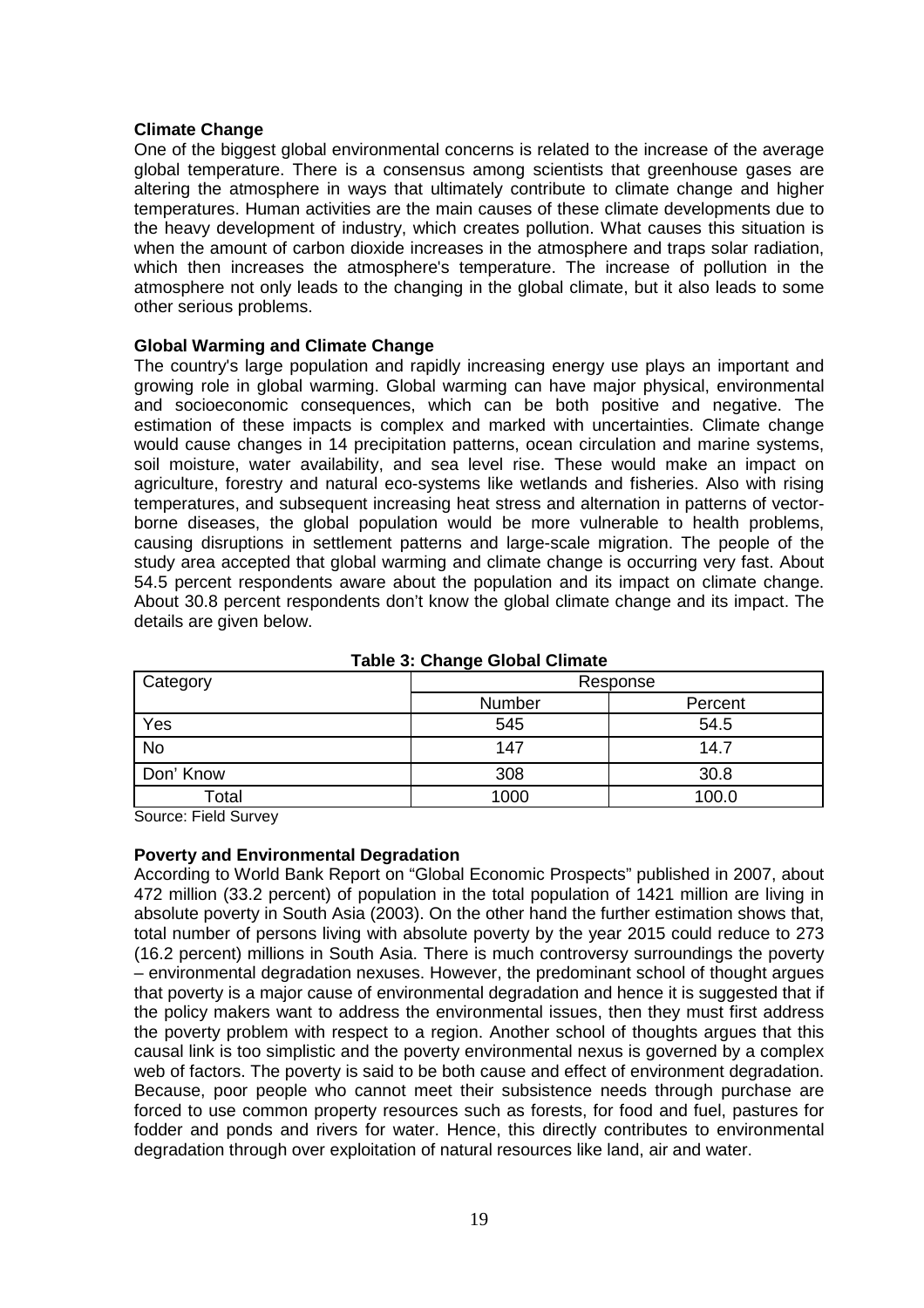**Climate Change**

One of the biggest global environmental concerns is related to the increase of the average global temperature. There is a consensus among scientists that greenhouse gases are altering the atmosphere in ways that ultimately contribute to climate change and higher temperatures. Human activities are the main causes of these climate developments due to the heavy development of industry, which creates pollution. What causes this situation is when the amount of carbon dioxide increases in the atmosphere and traps solar radiation, which then increases the atmosphere's temperature. The increase of pollution in the atmosphere not only leads to the changing in the global climate, but it also leads to some other serious problems.

**Global Warming and Climate Change**

The country's large population and rapidly increasing energy use plays an important and growing role in global warming. Global warming can have major physical, environmental and socioeconomic consequences, which can be both positive and negative. The estimation of these impacts is complex and marked with uncertainties. Climate change would cause changes in 14 precipitation patterns, ocean circulation and marine systems, soil moisture, water availability, and sea level rise. These would make an impact on agriculture, forestry and natural eco-systems like wetlands and fisheries. Also with rising temperatures, and subsequent increasing heat stress and alternation in patterns of vector-borne diseases, the global population would be more vulnerable to health problems, causing disruptions in settlement patterns and large-scale migration. The people of the study area accepted that global warming and climate change is occurring very fast. About 54.5 percent respondents aware about the population and its impact on climate change. About 30.8 percent respondents don't know the global climate change and its impact. The details are given below.

**Table 3: Change Global Climate**

| Category | Response | |
|---|---|---|
| | Number | Percent |
| Yes | 545 | 54.5 |
| No | 147 | 14.7 |
| Don' Know | 308 | 30.8 |
| Total | 1000 | 100.0 |

Source: Field Survey

**Poverty and Environmental Degradation**

According to World Bank Report on "Global Economic Prospects" published in 2007, about 472 million (33.2 percent) of population in the total population of 1421 million are living in absolute poverty in South Asia (2003). On the other hand the further estimation shows that, total number of persons living with absolute poverty by the year 2015 could reduce to 273 (16.2 percent) millions in South Asia. There is much controversy surroundings the poverty – environmental degradation nexuses. However, the predominant school of thought argues that poverty is a major cause of environmental degradation and hence it is suggested that if the policy makers want to address the environmental issues, then they must first address the poverty problem with respect to a region. Another school of thoughts argues that this causal link is too simplistic and the poverty environmental nexus is governed by a complex web of factors. The poverty is said to be both cause and effect of environment degradation. Because, poor people who cannot meet their subsistence needs through purchase are forced to use common property resources such as forests, for food and fuel, pastures for fodder and ponds and rivers for water. Hence, this directly contributes to environmental degradation through over exploitation of natural resources like land, air and water.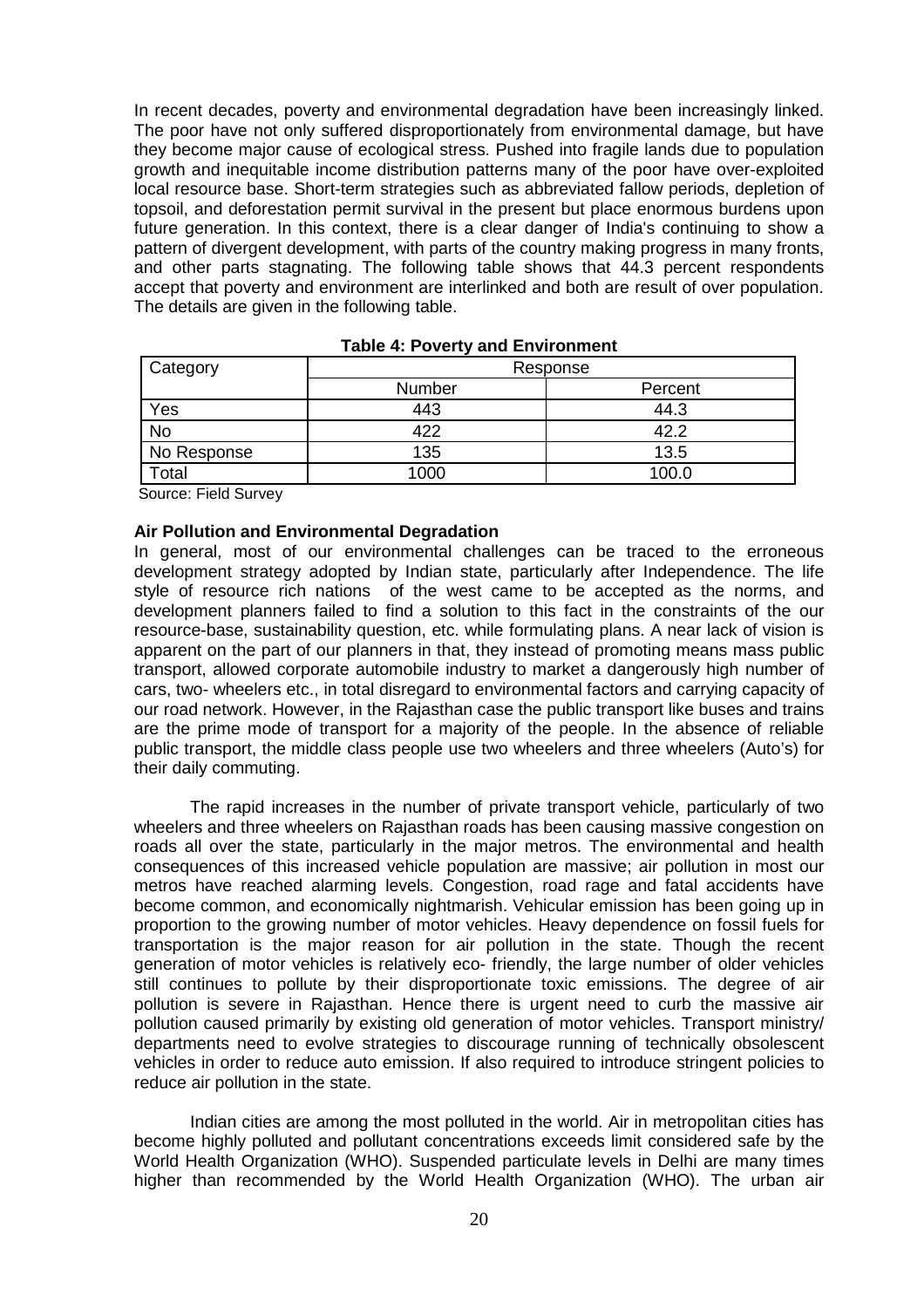In recent decades, poverty and environmental degradation have been increasingly linked. The poor have not only suffered disproportionately from environmental damage, but have they become major cause of ecological stress. Pushed into fragile lands due to population growth and inequitable income distribution patterns many of the poor have over-exploited local resource base. Short-term strategies such as abbreviated fallow periods, depletion of topsoil, and deforestation permit survival in the present but place enormous burdens upon future generation. In this context, there is a clear danger of India's continuing to show a pattern of divergent development, with parts of the country making progress in many fronts, and other parts stagnating. The following table shows that 44.3 percent respondents accept that poverty and environment are interlinked and both are result of over population. The details are given in the following table.

**Table 4: Poverty and Environment**

| Category | Response | |
|---|---|---|
| | Number | Percent |
| Yes | 443 | 44.3 |
| No | 422 | 42.2 |
| No Response | 135 | 13.5 |
| Total | 1000 | 100.0 |

Source: Field Survey

**Air Pollution and Environmental Degradation**

In general, most of our environmental challenges can be traced to the erroneous development strategy adopted by Indian state, particularly after Independence. The life style of resource rich nations of the west came to be accepted as the norms, and development planners failed to find a solution to this fact in the constraints of the our resource-base, sustainability question, etc. while formulating plans. A near lack of vision is apparent on the part of our planners in that, they instead of promoting means mass public transport, allowed corporate automobile industry to market a dangerously high number of cars, two- wheelers etc., in total disregard to environmental factors and carrying capacity of our road network. However, in the Rajasthan case the public transport like buses and trains are the prime mode of transport for a majority of the people. In the absence of reliable public transport, the middle class people use two wheelers and three wheelers (Auto's) for their daily commuting.

The rapid increases in the number of private transport vehicle, particularly of two wheelers and three wheelers on Rajasthan roads has been causing massive congestion on roads all over the state, particularly in the major metros. The environmental and health consequences of this increased vehicle population are massive; air pollution in most our metros have reached alarming levels. Congestion, road rage and fatal accidents have become common, and economically nightmarish. Vehicular emission has been going up in proportion to the growing number of motor vehicles. Heavy dependence on fossil fuels for transportation is the major reason for air pollution in the state. Though the recent generation of motor vehicles is relatively eco- friendly, the large number of older vehicles still continues to pollute by their disproportionate toxic emissions. The degree of air pollution is severe in Rajasthan. Hence there is urgent need to curb the massive air pollution caused primarily by existing old generation of motor vehicles. Transport ministry/ departments need to evolve strategies to discourage running of technically obsolescent vehicles in order to reduce auto emission. If also required to introduce stringent policies to reduce air pollution in the state.

Indian cities are among the most polluted in the world. Air in metropolitan cities has become highly polluted and pollutant concentrations exceeds limit considered safe by the World Health Organization (WHO). Suspended particulate levels in Delhi are many times higher than recommended by the World Health Organization (WHO). The urban air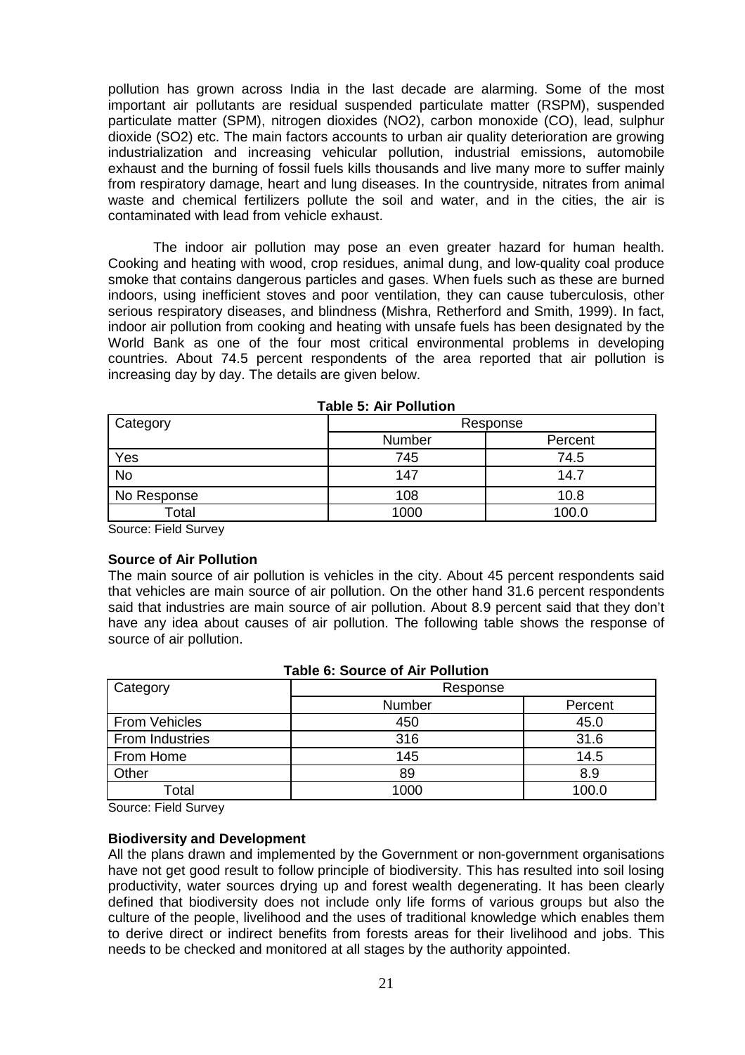pollution has grown across India in the last decade are alarming. Some of the most important air pollutants are residual suspended particulate matter (RSPM), suspended particulate matter (SPM), nitrogen dioxides (NO2), carbon monoxide (CO), lead, sulphur dioxide (SO2) etc. The main factors accounts to urban air quality deterioration are growing industrialization and increasing vehicular pollution, industrial emissions, automobile exhaust and the burning of fossil fuels kills thousands and live many more to suffer mainly from respiratory damage, heart and lung diseases. In the countryside, nitrates from animal waste and chemical fertilizers pollute the soil and water, and in the cities, the air is contaminated with lead from vehicle exhaust.

The indoor air pollution may pose an even greater hazard for human health. Cooking and heating with wood, crop residues, animal dung, and low-quality coal produce smoke that contains dangerous particles and gases. When fuels such as these are burned indoors, using inefficient stoves and poor ventilation, they can cause tuberculosis, other serious respiratory diseases, and blindness (Mishra, Retherford and Smith, 1999). In fact, indoor air pollution from cooking and heating with unsafe fuels has been designated by the World Bank as one of the four most critical environmental problems in developing countries. About 74.5 percent respondents of the area reported that air pollution is increasing day by day. The details are given below.

**Table 5: Air Pollution**

| Category | Response | |
|---|---|---|
| | Number | Percent |
| Yes | 745 | 74.5 |
| No | 147 | 14.7 |
| No Response | 108 | 10.8 |
| Total | 1000 | 100.0 |

Source: Field Survey

**Source of Air Pollution**

The main source of air pollution is vehicles in the city. About 45 percent respondents said that vehicles are main source of air pollution. On the other hand 31.6 percent respondents said that industries are main source of air pollution. About 8.9 percent said that they don't have any idea about causes of air pollution. The following table shows the response of source of air pollution.

**Table 6: Source of Air Pollution**

| Category | Response | |
|---|---|---|
| | Number | Percent |
| From Vehicles | 450 | 45.0 |
| From Industries | 316 | 31.6 |
| From Home | 145 | 14.5 |
| Other | 89 | 8.9 |
| Total | 1000 | 100.0 |

Source: Field Survey

**Biodiversity and Development**

All the plans drawn and implemented by the Government or non-government organisations have not get good result to follow principle of biodiversity. This has resulted into soil losing productivity, water sources drying up and forest wealth degenerating. It has been clearly defined that biodiversity does not include only life forms of various groups but also the culture of the people, livelihood and the uses of traditional knowledge which enables them to derive direct or indirect benefits from forests areas for their livelihood and jobs. This needs to be checked and monitored at all stages by the authority appointed.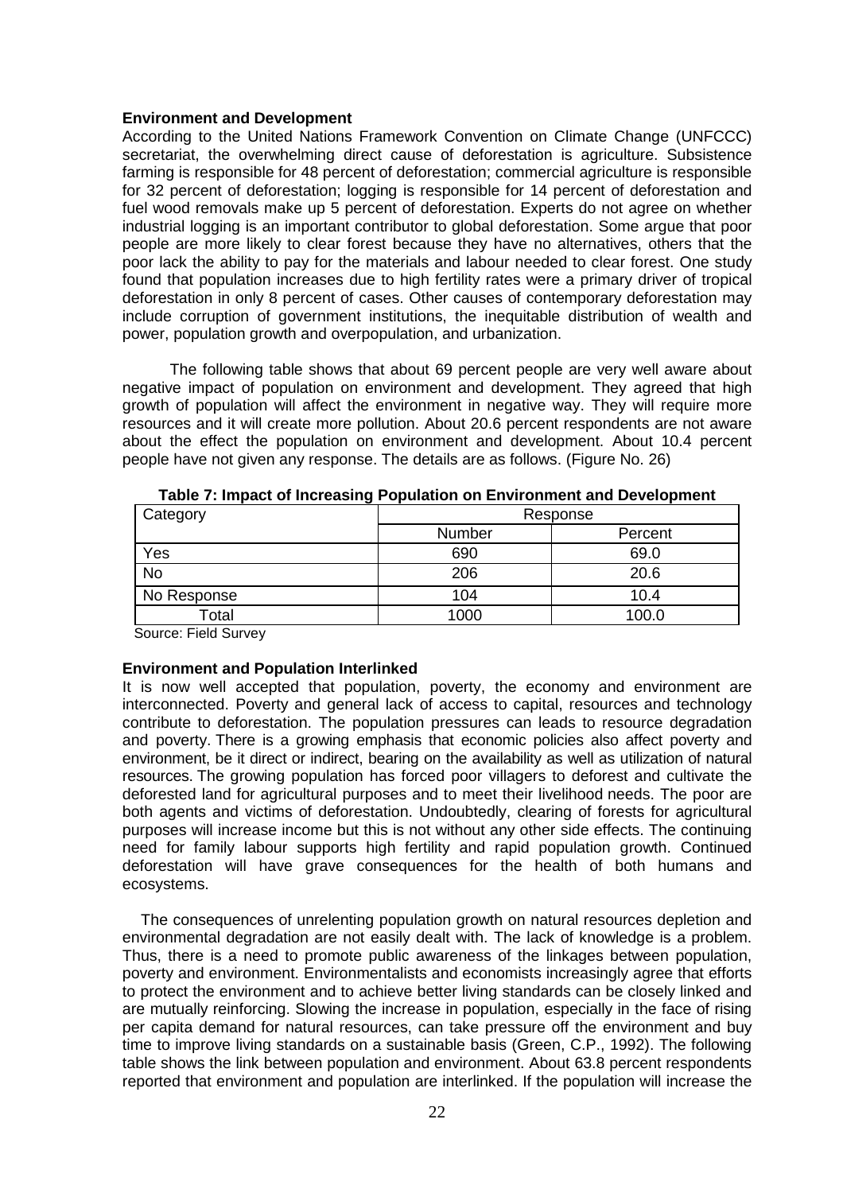**Environment and Development**

According to the United Nations Framework Convention on Climate Change (UNFCCC) secretariat, the overwhelming direct cause of deforestation is agriculture. Subsistence farming is responsible for 48 percent of deforestation; commercial agriculture is responsible for 32 percent of deforestation; logging is responsible for 14 percent of deforestation and fuel wood removals make up 5 percent of deforestation. Experts do not agree on whether industrial logging is an important contributor to global deforestation. Some argue that poor people are more likely to clear forest because they have no alternatives, others that the poor lack the ability to pay for the materials and labour needed to clear forest. One study found that population increases due to high fertility rates were a primary driver of tropical deforestation in only 8 percent of cases. Other causes of contemporary deforestation may include corruption of government institutions, the inequitable distribution of wealth and power, population growth and overpopulation, and urbanization.

The following table shows that about 69 percent people are very well aware about negative impact of population on environment and development. They agreed that high growth of population will affect the environment in negative way. They will require more resources and it will create more pollution. About 20.6 percent respondents are not aware about the effect the population on environment and development. About 10.4 percent people have not given any response. The details are as follows. (Figure No. 26)

**Table 7: Impact of Increasing Population on Environment and Development**

| Category | Response | |
|---|---|---|
| | Number | Percent |
| Yes | 690 | 69.0 |
| No | 206 | 20.6 |
| No Response | 104 | 10.4 |
| Total | 1000 | 100.0 |

Source: Field Survey

**Environment and Population Interlinked**

It is now well accepted that population, poverty, the economy and environment are interconnected. Poverty and general lack of access to capital, resources and technology contribute to deforestation. The population pressures can leads to resource degradation and poverty. There is a growing emphasis that economic policies also affect poverty and environment, be it direct or indirect, bearing on the availability as well as utilization of natural resources. The growing population has forced poor villagers to deforest and cultivate the deforested land for agricultural purposes and to meet their livelihood needs. The poor are both agents and victims of deforestation. Undoubtedly, clearing of forests for agricultural purposes will increase income but this is not without any other side effects. The continuing need for family labour supports high fertility and rapid population growth. Continued deforestation will have grave consequences for the health of both humans and ecosystems.

The consequences of unrelenting population growth on natural resources depletion and environmental degradation are not easily dealt with. The lack of knowledge is a problem. Thus, there is a need to promote public awareness of the linkages between population, poverty and environment. Environmentalists and economists increasingly agree that efforts to protect the environment and to achieve better living standards can be closely linked and are mutually reinforcing. Slowing the increase in population, especially in the face of rising per capita demand for natural resources, can take pressure off the environment and buy time to improve living standards on a sustainable basis (Green, C.P., 1992). The following table shows the link between population and environment. About 63.8 percent respondents reported that environment and population are interlinked. If the population will increase the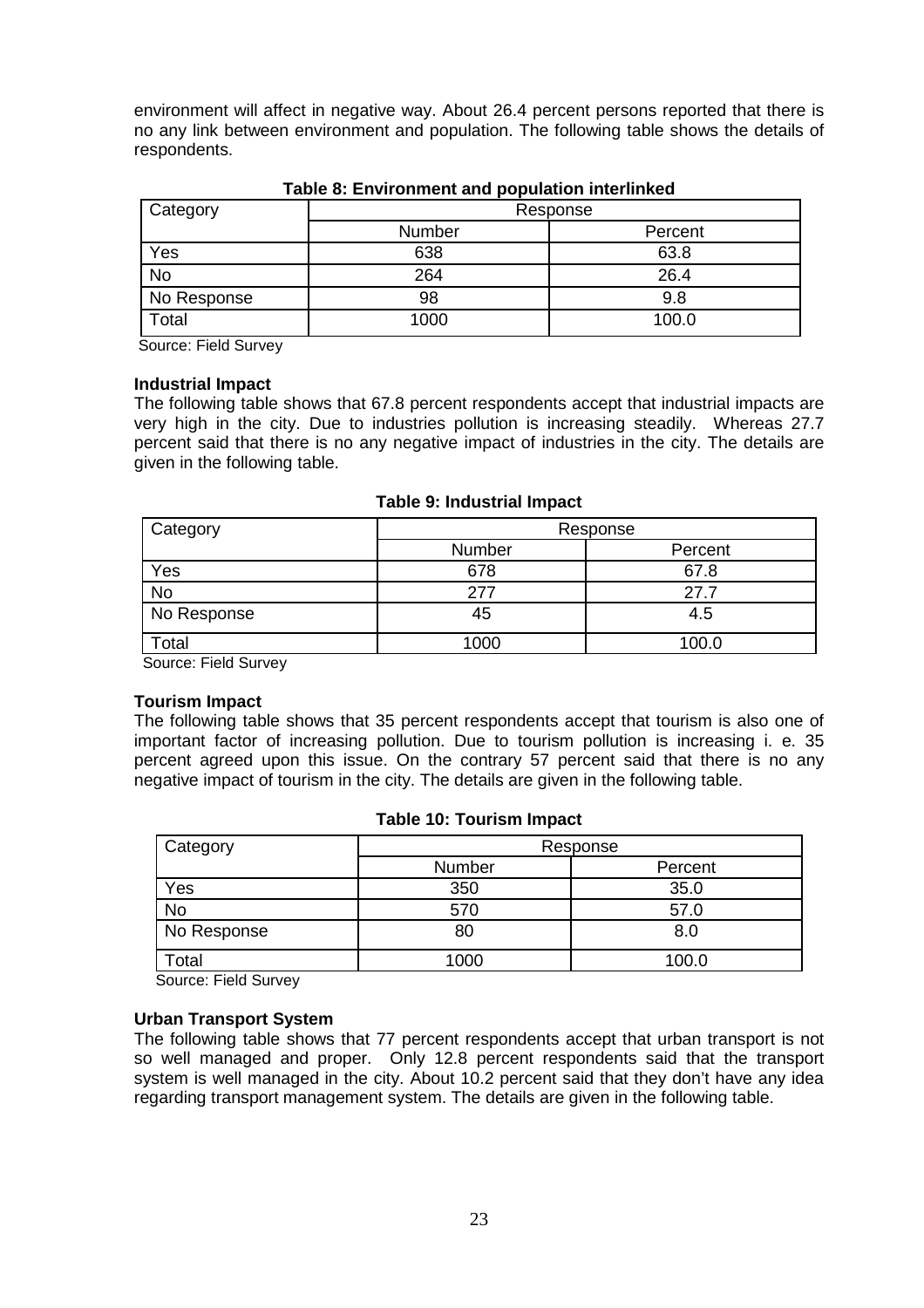environment will affect in negative way. About 26.4 percent persons reported that there is no any link between environment and population. The following table shows the details of respondents.

**Table 8: Environment and population interlinked**

| Category | Response | |
|---|---|---|
| | Number | Percent |
| Yes | 638 | 63.8 |
| No | 264 | 26.4 |
| No Response | 98 | 9.8 |
| Total | 1000 | 100.0 |

Source: Field Survey

**Industrial Impact**

The following table shows that 67.8 percent respondents accept that industrial impacts are very high in the city. Due to industries pollution is increasing steadily. Whereas 27.7 percent said that there is no any negative impact of industries in the city. The details are given in the following table.

**Table 9: Industrial Impact**

| Category | Response | |
|---|---|---|
| | Number | Percent |
| Yes | 678 | 67.8 |
| No | 277 | 27.7 |
| No Response | 45 | 4.5 |
| Total | 1000 | 100.0 |

Source: Field Survey

**Tourism Impact**

The following table shows that 35 percent respondents accept that tourism is also one of important factor of increasing pollution. Due to tourism pollution is increasing i. e. 35 percent agreed upon this issue. On the contrary 57 percent said that there is no any negative impact of tourism in the city. The details are given in the following table.

**Table 10: Tourism Impact**

| Category | Response | |
|---|---|---|
| | Number | Percent |
| Yes | 350 | 35.0 |
| No | 570 | 57.0 |
| No Response | 80 | 8.0 |
| Total | 1000 | 100.0 |

Source: Field Survey

**Urban Transport System**

The following table shows that 77 percent respondents accept that urban transport is not so well managed and proper. Only 12.8 percent respondents said that the transport system is well managed in the city. About 10.2 percent said that they don't have any idea regarding transport management system. The details are given in the following table.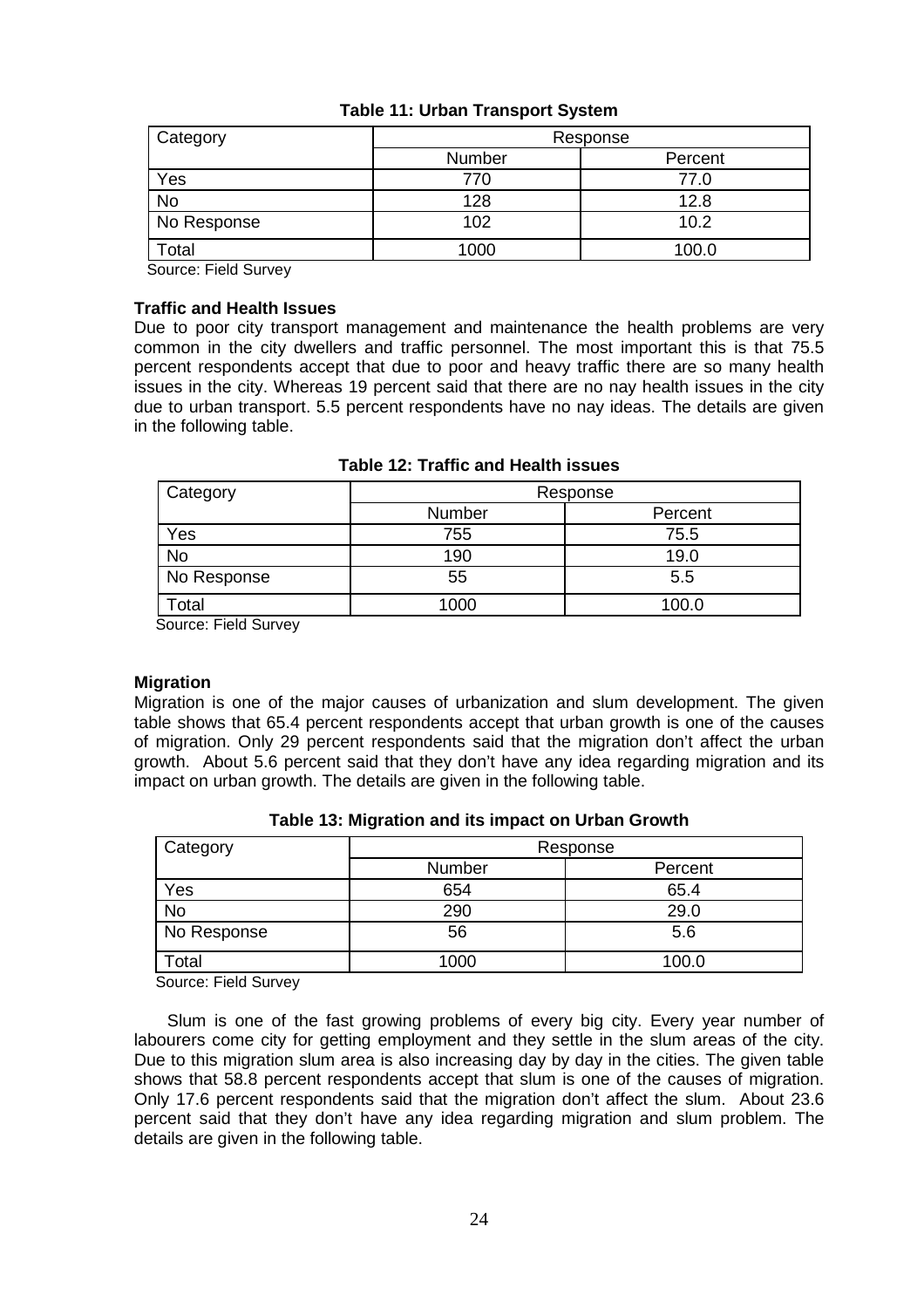**Table 11: Urban Transport System**

| Category | Response | |
|---|---|---|
| | Number | Percent |
| Yes | 770 | 77.0 |
| No | 128 | 12.8 |
| No Response | 102 | 10.2 |
| Total | 1000 | 100.0 |

Source: Field Survey

**Traffic and Health Issues**

Due to poor city transport management and maintenance the health problems are very common in the city dwellers and traffic personnel. The most important this is that 75.5 percent respondents accept that due to poor and heavy traffic there are so many health issues in the city. Whereas 19 percent said that there are no nay health issues in the city due to urban transport. 5.5 percent respondents have no nay ideas. The details are given in the following table.

**Table 12: Traffic and Health issues**

| Category | Response | |
|---|---|---|
| | Number | Percent |
| Yes | 755 | 75.5 |
| No | 190 | 19.0 |
| No Response | 55 | 5.5 |
| Total | 1000 | 100.0 |

Source: Field Survey

**Migration**

Migration is one of the major causes of urbanization and slum development. The given table shows that 65.4 percent respondents accept that urban growth is one of the causes of migration. Only 29 percent respondents said that the migration don't affect the urban growth. About 5.6 percent said that they don't have any idea regarding migration and its impact on urban growth. The details are given in the following table.

**Table 13: Migration and its impact on Urban Growth**

| Category | Response | |
|---|---|---|
| | Number | Percent |
| Yes | 654 | 65.4 |
| No | 290 | 29.0 |
| No Response | 56 | 5.6 |
| Total | 1000 | 100.0 |

Source: Field Survey

Slum is one of the fast growing problems of every big city. Every year number of labourers come city for getting employment and they settle in the slum areas of the city. Due to this migration slum area is also increasing day by day in the cities. The given table shows that 58.8 percent respondents accept that slum is one of the causes of migration. Only 17.6 percent respondents said that the migration don't affect the slum. About 23.6 percent said that they don't have any idea regarding migration and slum problem. The details are given in the following table.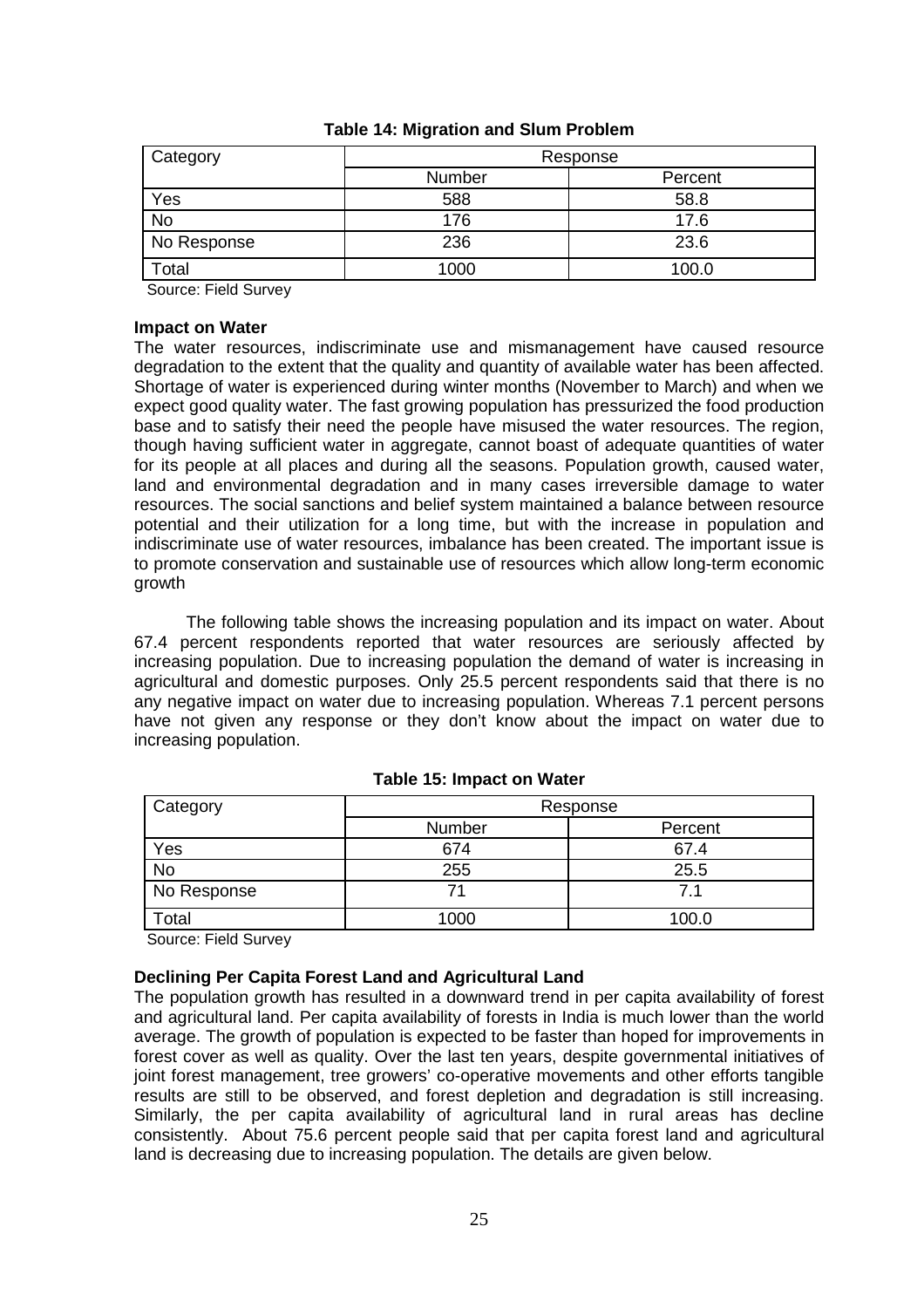**Table 14: Migration and Slum Problem**

| Category | Response | |
|---|---|---|
| | Number | Percent |
| Yes | 588 | 58.8 |
| No | 176 | 17.6 |
| No Response | 236 | 23.6 |
| Total | 1000 | 100.0 |

Source: Field Survey

**Impact on Water**

The water resources, indiscriminate use and mismanagement have caused resource degradation to the extent that the quality and quantity of available water has been affected. Shortage of water is experienced during winter months (November to March) and when we expect good quality water. The fast growing population has pressurized the food production base and to satisfy their need the people have misused the water resources. The region, though having sufficient water in aggregate, cannot boast of adequate quantities of water for its people at all places and during all the seasons. Population growth, caused water, land and environmental degradation and in many cases irreversible damage to water resources. The social sanctions and belief system maintained a balance between resource potential and their utilization for a long time, but with the increase in population and indiscriminate use of water resources, imbalance has been created. The important issue is to promote conservation and sustainable use of resources which allow long-term economic growth

The following table shows the increasing population and its impact on water. About 67.4 percent respondents reported that water resources are seriously affected by increasing population. Due to increasing population the demand of water is increasing in agricultural and domestic purposes. Only 25.5 percent respondents said that there is no any negative impact on water due to increasing population. Whereas 7.1 percent persons have not given any response or they don't know about the impact on water due to increasing population.

**Table 15: Impact on Water**

| Category | Response | |
|---|---|---|
| | Number | Percent |
| Yes | 674 | 67.4 |
| No | 255 | 25.5 |
| No Response | 71 | 7.1 |
| Total | 1000 | 100.0 |

Source: Field Survey

**Declining Per Capita Forest Land and Agricultural Land**

The population growth has resulted in a downward trend in per capita availability of forest and agricultural land. Per capita availability of forests in India is much lower than the world average. The growth of population is expected to be faster than hoped for improvements in forest cover as well as quality. Over the last ten years, despite governmental initiatives of joint forest management, tree growers' co-operative movements and other efforts tangible results are still to be observed, and forest depletion and degradation is still increasing. Similarly, the per capita availability of agricultural land in rural areas has decline consistently. About 75.6 percent people said that per capita forest land and agricultural land is decreasing due to increasing population. The details are given below.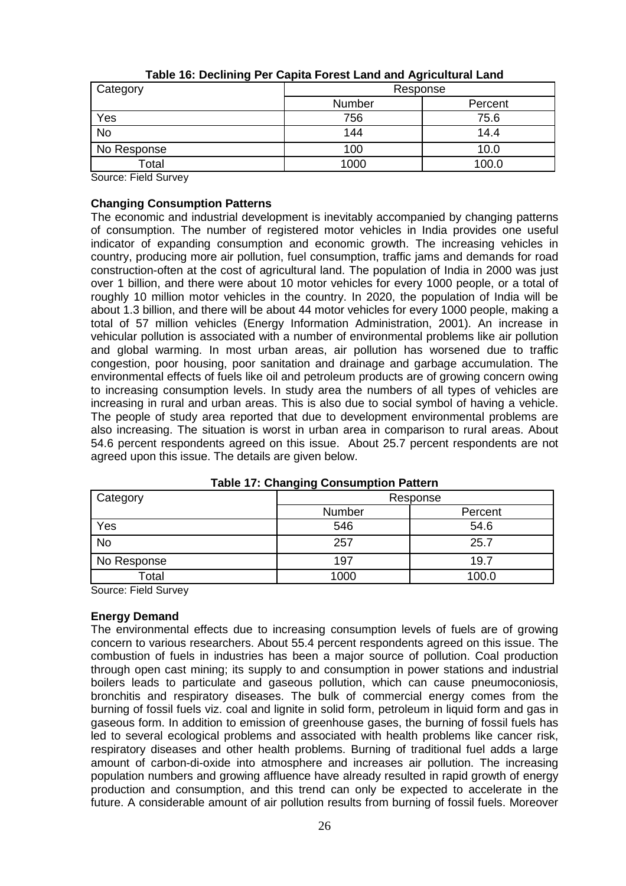**Table 16: Declining Per Capita Forest Land and Agricultural Land**

| Category | Response | |
|---|---|---|
| | Number | Percent |
| Yes | 756 | 75.6 |
| No | 144 | 14.4 |
| No Response | 100 | 10.0 |
| Total | 1000 | 100.0 |

Source: Field Survey

**Changing Consumption Patterns**

The economic and industrial development is inevitably accompanied by changing patterns of consumption. The number of registered motor vehicles in India provides one useful indicator of expanding consumption and economic growth. The increasing vehicles in country, producing more air pollution, fuel consumption, traffic jams and demands for road construction-often at the cost of agricultural land. The population of India in 2000 was just over 1 billion, and there were about 10 motor vehicles for every 1000 people, or a total of roughly 10 million motor vehicles in the country. In 2020, the population of India will be about 1.3 billion, and there will be about 44 motor vehicles for every 1000 people, making a total of 57 million vehicles (Energy Information Administration, 2001). An increase in vehicular pollution is associated with a number of environmental problems like air pollution and global warming. In most urban areas, air pollution has worsened due to traffic congestion, poor housing, poor sanitation and drainage and garbage accumulation. The environmental effects of fuels like oil and petroleum products are of growing concern owing to increasing consumption levels. In study area the numbers of all types of vehicles are increasing in rural and urban areas. This is also due to social symbol of having a vehicle. The people of study area reported that due to development environmental problems are also increasing. The situation is worst in urban area in comparison to rural areas. About 54.6 percent respondents agreed on this issue. About 25.7 percent respondents are not agreed upon this issue. The details are given below.

**Table 17: Changing Consumption Pattern**

| Category | Response | |
|---|---|---|
| | Number | Percent |
| Yes | 546 | 54.6 |
| No | 257 | 25.7 |
| No Response | 197 | 19.7 |
| Total | 1000 | 100.0 |

Source: Field Survey

**Energy Demand**

The environmental effects due to increasing consumption levels of fuels are of growing concern to various researchers. About 55.4 percent respondents agreed on this issue. The combustion of fuels in industries has been a major source of pollution. Coal production through open cast mining; its supply to and consumption in power stations and industrial boilers leads to particulate and gaseous pollution, which can cause pneumoconiosis, bronchitis and respiratory diseases. The bulk of commercial energy comes from the burning of fossil fuels viz. coal and lignite in solid form, petroleum in liquid form and gas in gaseous form. In addition to emission of greenhouse gases, the burning of fossil fuels has led to several ecological problems and associated with health problems like cancer risk, respiratory diseases and other health problems. Burning of traditional fuel adds a large amount of carbon-di-oxide into atmosphere and increases air pollution. The increasing population numbers and growing affluence have already resulted in rapid growth of energy production and consumption, and this trend can only be expected to accelerate in the future. A considerable amount of air pollution results from burning of fossil fuels. Moreover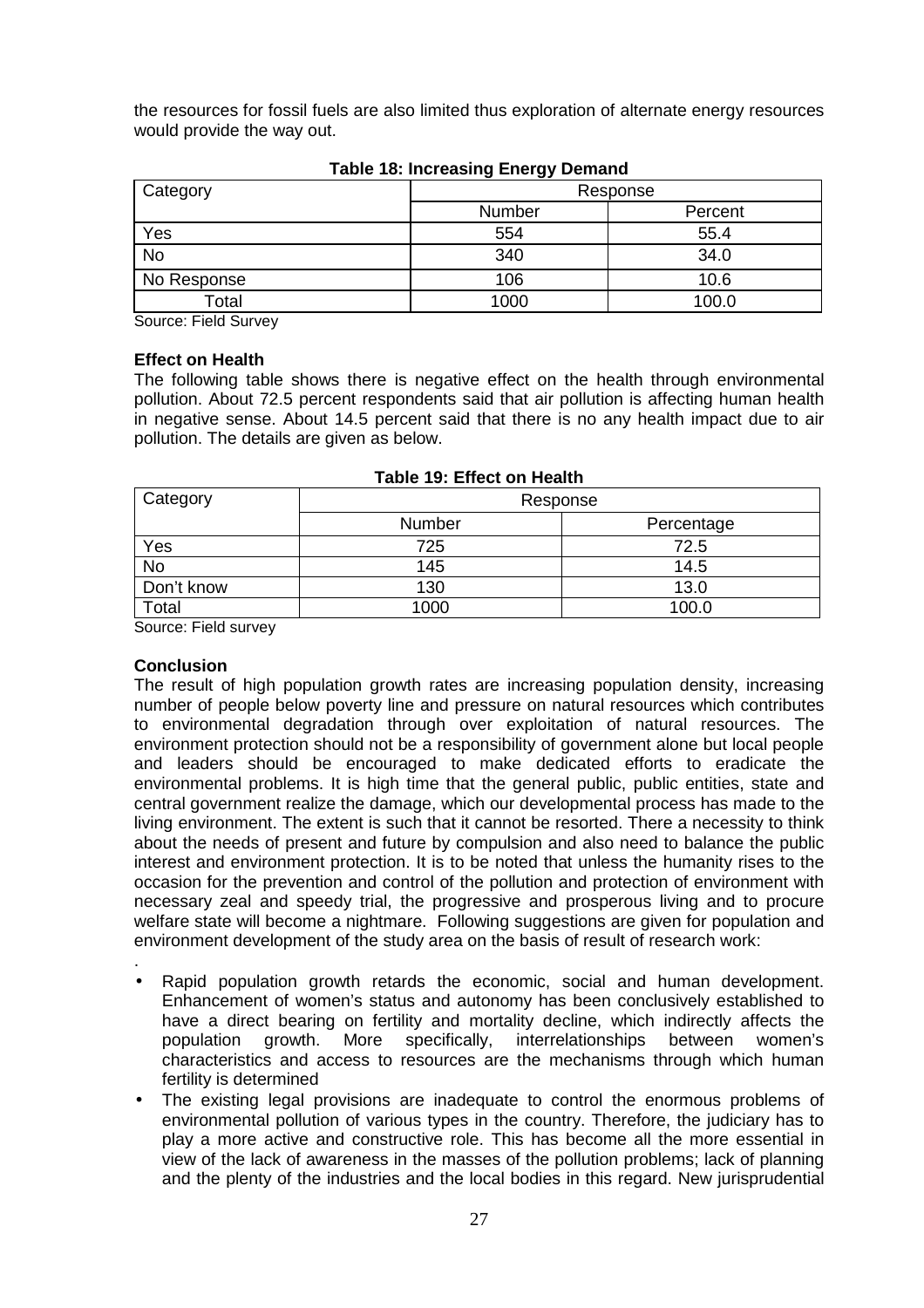the resources for fossil fuels are also limited thus exploration of alternate energy resources would provide the way out.

**Table 18: Increasing Energy Demand**

| Category | Response | |
|---|---|---|
| | Number | Percent |
| Yes | 554 | 55.4 |
| No | 340 | 34.0 |
| No Response | 106 | 10.6 |
| Total | 1000 | 100.0 |

Source: Field Survey

**Effect on Health**

The following table shows there is negative effect on the health through environmental pollution. About 72.5 percent respondents said that air pollution is affecting human health in negative sense. About 14.5 percent said that there is no any health impact due to air pollution. The details are given as below.

**Table 19: Effect on Health**

| Category | Response | |
|---|---|---|
| | Number | Percentage |
| Yes | 725 | 72.5 |
| No | 145 | 14.5 |
| Don't know | 130 | 13.0 |
| Total | 1000 | 100.0 |

Source: Field survey

**Conclusion**

The result of high population growth rates are increasing population density, increasing number of people below poverty line and pressure on natural resources which contributes to environmental degradation through over exploitation of natural resources. The environment protection should not be a responsibility of government alone but local people and leaders should be encouraged to make dedicated efforts to eradicate the environmental problems. It is high time that the general public, public entities, state and central government realize the damage, which our developmental process has made to the living environment. The extent is such that it cannot be resorted. There a necessity to think about the needs of present and future by compulsion and also need to balance the public interest and environment protection. It is to be noted that unless the humanity rises to the occasion for the prevention and control of the pollution and protection of environment with necessary zeal and speedy trial, the progressive and prosperous living and to procure welfare state will become a nightmare. Following suggestions are given for population and environment development of the study area on the basis of result of research work:

.

- Rapid population growth retards the economic, social and human development. Enhancement of women's status and autonomy has been conclusively established to have a direct bearing on fertility and mortality decline, which indirectly affects the population growth. More specifically, interrelationships between women's characteristics and access to resources are the mechanisms through which human fertility is determined
- The existing legal provisions are inadequate to control the enormous problems of environmental pollution of various types in the country. Therefore, the judiciary has to play a more active and constructive role. This has become all the more essential in view of the lack of awareness in the masses of the pollution problems; lack of planning and the plenty of the industries and the local bodies in this regard. New jurisprudential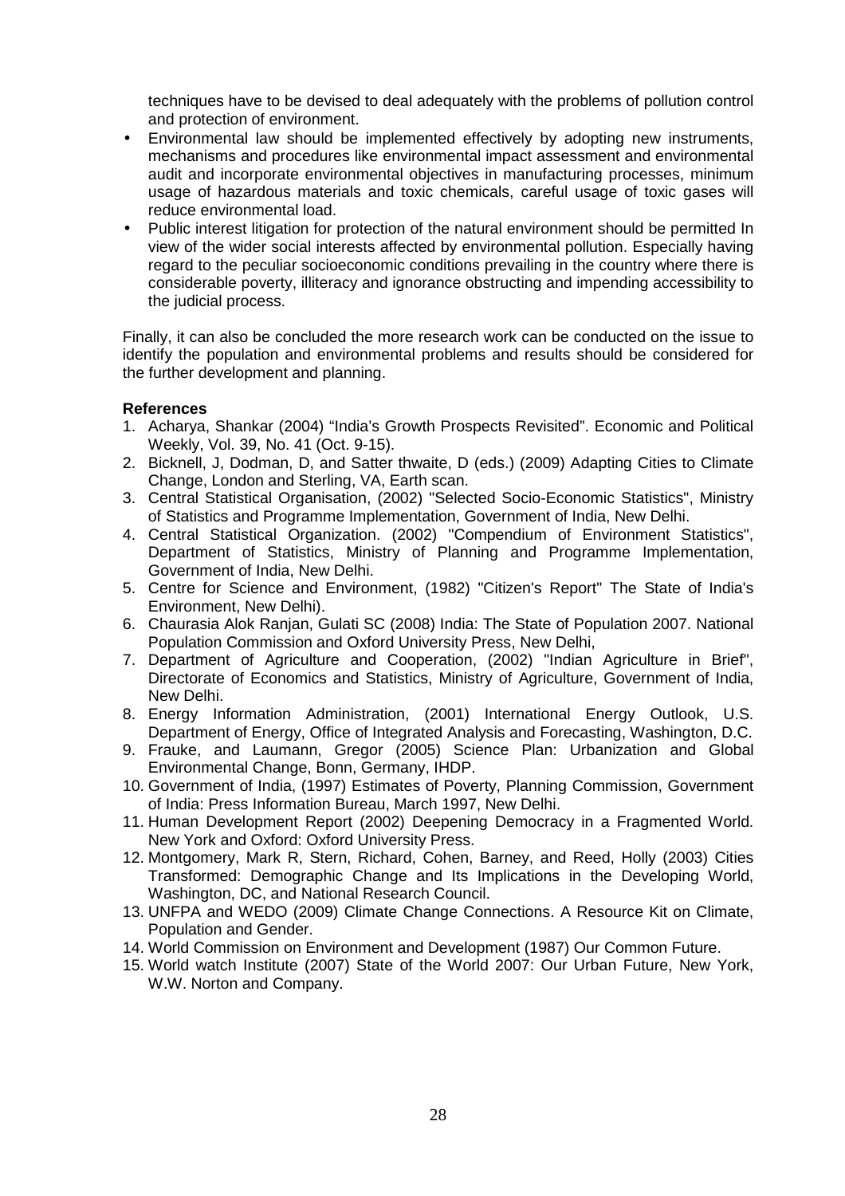techniques have to be devised to deal adequately with the problems of pollution control and protection of environment.

- Environmental law should be implemented effectively by adopting new instruments, mechanisms and procedures like environmental impact assessment and environmental audit and incorporate environmental objectives in manufacturing processes, minimum usage of hazardous materials and toxic chemicals, careful usage of toxic gases will reduce environmental load.
- Public interest litigation for protection of the natural environment should be permitted In view of the wider social interests affected by environmental pollution. Especially having regard to the peculiar socioeconomic conditions prevailing in the country where there is considerable poverty, illiteracy and ignorance obstructing and impending accessibility to the judicial process.

Finally, it can also be concluded the more research work can be conducted on the issue to identify the population and environmental problems and results should be considered for the further development and planning.

**References**

1. Acharya, Shankar (2004) "India's Growth Prospects Revisited". Economic and Political Weekly, Vol. 39, No. 41 (Oct. 9-15).
2. Bicknell, J, Dodman, D, and Satter thwaite, D (eds.) (2009) Adapting Cities to Climate Change, London and Sterling, VA, Earth scan.
3. Central Statistical Organisation, (2002) "Selected Socio-Economic Statistics", Ministry of Statistics and Programme Implementation, Government of India, New Delhi.
4. Central Statistical Organization. (2002) "Compendium of Environment Statistics", Department of Statistics, Ministry of Planning and Programme Implementation, Government of India, New Delhi.
5. Centre for Science and Environment, (1982) "Citizen's Report" The State of India's Environment, New Delhi).
6. Chaurasia Alok Ranjan, Gulati SC (2008) India: The State of Population 2007. National Population Commission and Oxford University Press, New Delhi,
7. Department of Agriculture and Cooperation, (2002) "Indian Agriculture in Brief", Directorate of Economics and Statistics, Ministry of Agriculture, Government of India, New Delhi.
8. Energy Information Administration, (2001) International Energy Outlook, U.S. Department of Energy, Office of Integrated Analysis and Forecasting, Washington, D.C.
9. Frauke, and Laumann, Gregor (2005) Science Plan: Urbanization and Global Environmental Change, Bonn, Germany, IHDP.
10. Government of India, (1997) Estimates of Poverty, Planning Commission, Government of India: Press Information Bureau, March 1997, New Delhi.
11. Human Development Report (2002) Deepening Democracy in a Fragmented World. New York and Oxford: Oxford University Press.
12. Montgomery, Mark R, Stern, Richard, Cohen, Barney, and Reed, Holly (2003) Cities Transformed: Demographic Change and Its Implications in the Developing World, Washington, DC, and National Research Council.
13. UNFPA and WEDO (2009) Climate Change Connections. A Resource Kit on Climate, Population and Gender.
14. World Commission on Environment and Development (1987) Our Common Future.
15. World watch Institute (2007) State of the World 2007: Our Urban Future, New York, W.W. Norton and Company.